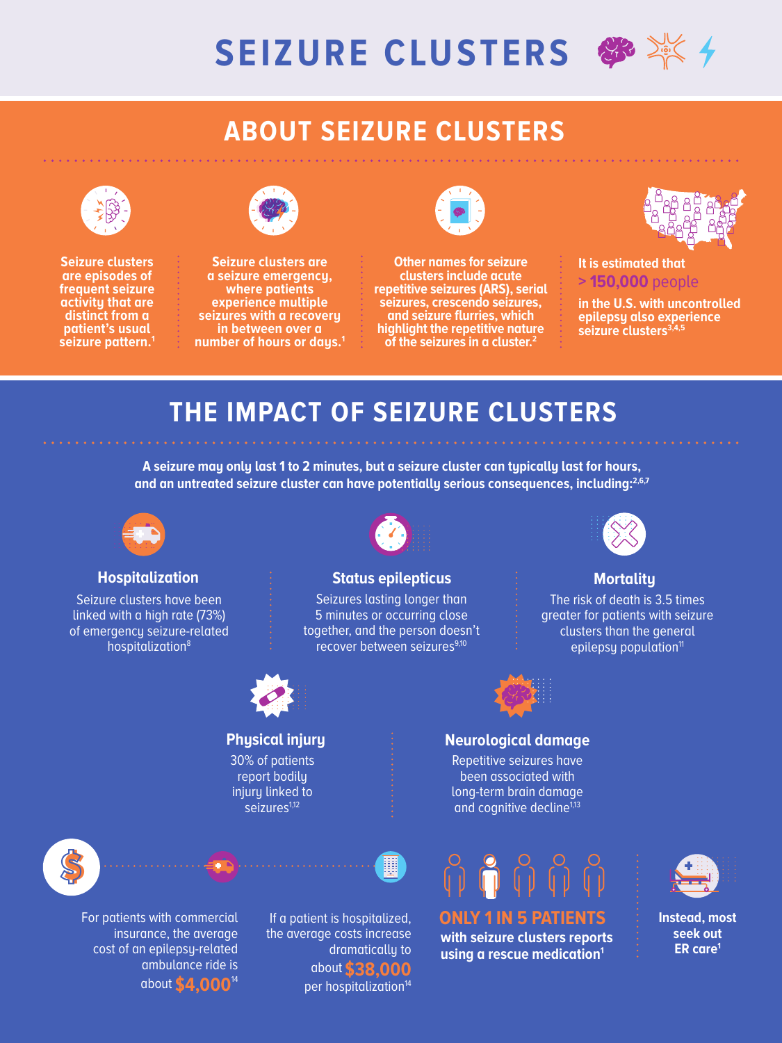# SEIZURE CLUSTERS

## ABOUT SEIZURE CLUSTERS

**Seizure clusters are episodes of frequent seizure activity that are distinct from a patient's usual seizure pattern.[1]**

**Seizure clusters are a seizure emergency, where patients experience multiple seizures with a recovery in between over a number of hours or days.[1]**

**Other names for seizure clusters include acute repetitive seizures (ARS), serial seizures, crescendo seizures, and seizure flurries, which highlight the repetitive nature of the seizures in a cluster.[2]**

**It is estimated that > 150,000 people in the U.S. with uncontrolled epilepsy also experience seizure clusters[3,4,5]**

## THE IMPACT OF SEIZURE CLUSTERS

**A seizure may only last 1 to 2 minutes, but a seizure cluster can typically last for hours, and an untreated seizure cluster can have potentially serious consequences, including:[2,6,7]**

### Hospitalization

Seizure clusters have been linked with a high rate (73%) of emergency seizure-related hospitalization[8]

### Status epilepticus

Seizures lasting longer than 5 minutes or occurring close together, and the person doesn't recover between seizures[9,10]

### Mortality

The risk of death is 3.5 times greater for patients with seizure clusters than the general epilepsy population[11]

### Physical injury

30% of patients report bodily injury linked to seizures[1,12]

### Neurological damage

Repetitive seizures have been associated with long-term brain damage and cognitive decline[1,13]

For patients with commercial insurance, the average cost of an epilepsy-related ambulance ride is about **$4,000**[14]

If a patient is hospitalized, the average costs increase dramatically to about **$38,000** per hospitalization[14]

**ONLY 1 IN 5 PATIENTS with seizure clusters reports using a rescue medication[1]**

**Instead, most seek out ER care[1]**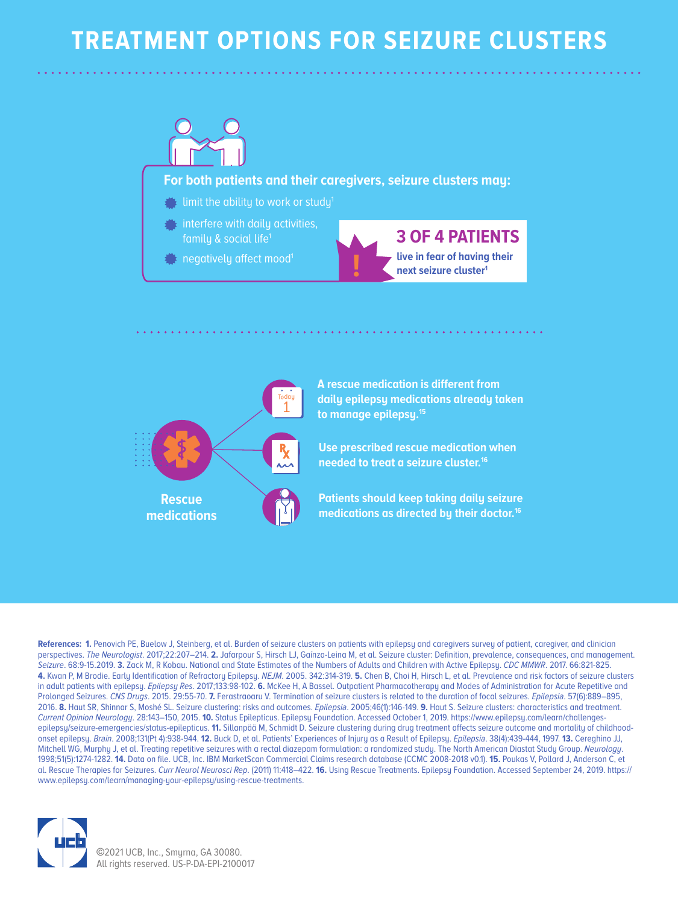# TREATMENT OPTIONS FOR SEIZURE CLUSTERS

**For both patients and their caregivers, seizure clusters may:**

- limit the ability to work or study[1]
- interfere with daily activities, family & social life[1]
- negatively affect mood[1]

**3 OF 4 PATIENTS**

**live in fear of having their next seizure cluster[1]**

**Rescue medications**

**A rescue medication is different from daily epilepsy medications already taken to manage epilepsy.[15]**

**Use prescribed rescue medication when needed to treat a seizure cluster.[16]**

**Patients should keep taking daily seizure medications as directed by their doctor.[16]**

**References:** **1.** Penovich PE, Buelow J, Steinberg, et al. Burden of seizure clusters on patients with epilepsy and caregivers survey of patient, caregiver, and clinician perspectives. *The Neurologist*. 2017;22:207–214. **2.** Jafarpour S, Hirsch LJ, Gaínza-Leina M, et al. Seizure cluster: Definition, prevalence, consequences, and management. *Seizure*. 68:9-15.2019. **3.** Zack M, R Kobau. National and State Estimates of the Numbers of Adults and Children with Active Epilepsy. *CDC MMWR*. 2017. 66:821-825. **4.** Kwan P, M Brodie. Early Identification of Refractory Epilepsy. *NEJM*. 2005. 342:314-319. **5.** Chen B, Choi H, Hirsch L, et al. Prevalence and risk factors of seizure clusters in adult patients with epilepsy. *Epilepsy Res*. 2017;133:98-102. **6.** McKee H, A Bassel. Outpatient Pharmacotherapy and Modes of Administration for Acute Repetitive and Prolonged Seizures. *CNS Drugs*. 2015. 29:55-70. **7.** Ferastraoaru V. Termination of seizure clusters is related to the duration of focal seizures. *Epilepsia*. 57(6):889–895, 2016. **8.** Haut SR, Shinnar S, Moshé SL. Seizure clustering: risks and outcomes. *Epilepsia*. 2005;46(1):146-149. **9.** Haut S. Seizure clusters: characteristics and treatment. *Current Opinion Neurology*. 28:143–150, 2015. **10.** Status Epilepticus. Epilepsy Foundation. Accessed October 1, 2019. https://www.epilepsy.com/learn/challenges-epilepsy/seizure-emergencies/status-epilepticus. **11.** Sillanpää M, Schmidt D. Seizure clustering during drug treatment affects seizure outcome and mortality of childhood-onset epilepsy. *Brain*. 2008;131(Pt 4):938-944. **12.** Buck D, et al. Patients' Experiences of Injury as a Result of Epilepsy. *Epilepsia*. 38(4):439-444, 1997. **13.** Cereghino JJ, Mitchell WG, Murphy J, et al. Treating repetitive seizures with a rectal diazepam formulation: a randomized study. The North American Diastat Study Group. *Neurology*. 1998;51(5):1274-1282. **14.** Data on file. UCB, Inc. IBM MarketScan Commercial Claims research database (CCMC 2008-2018 v0.1). **15.** Poukas V, Pollard J, Anderson C, et al. Rescue Therapies for Seizures. *Curr Neurol Neurosci Rep*. (2011) 11:418–422. **16.** Using Rescue Treatments. Epilepsy Foundation. Accessed September 24, 2019. https://www.epilepsy.com/learn/managing-your-epilepsy/using-rescue-treatments.

©2021 UCB, Inc., Smyrna, GA 30080.
All rights reserved. US-P-DA-EPI-2100017